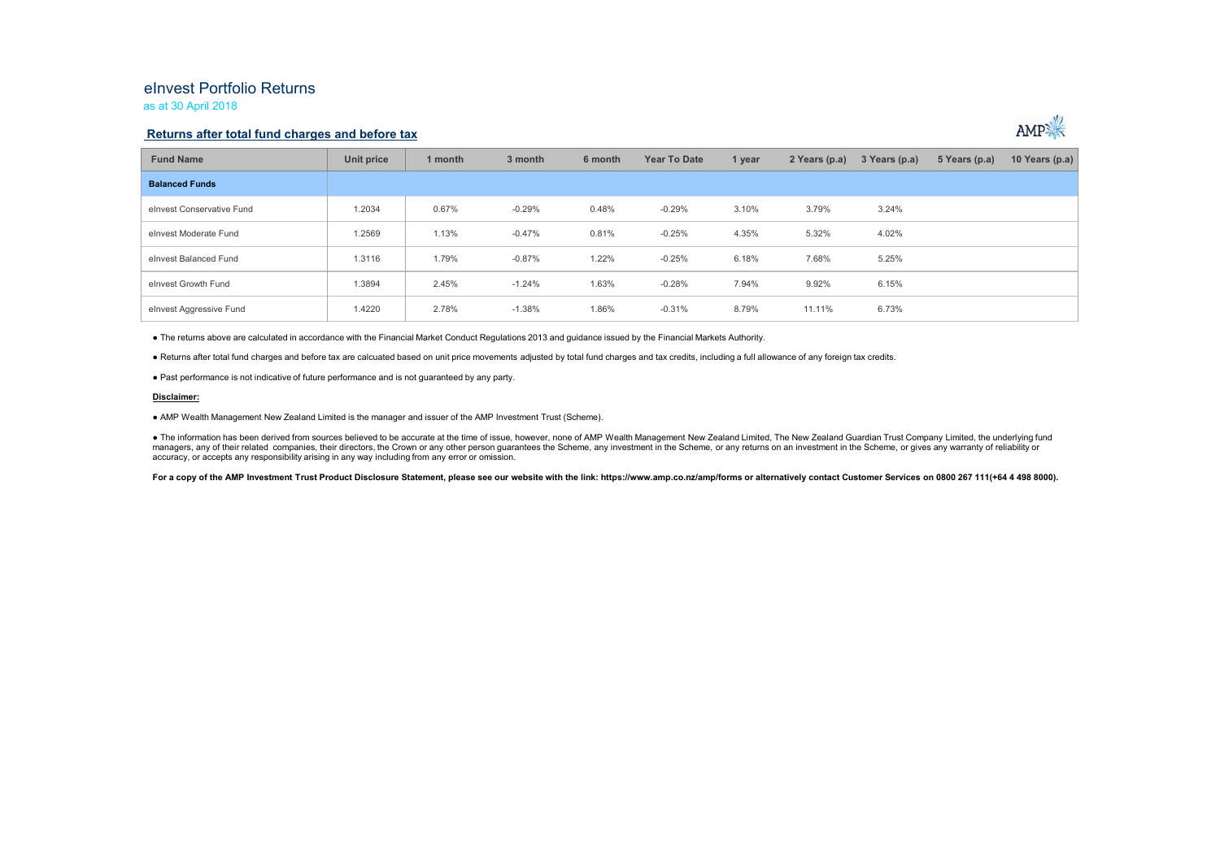# eInvest Portfolio Returns

as at 30 April 2018

## Returns after total fund charges and before tax

| Fund Name | Unit price | 1 month | 3 month | 6 month | Year To Date | 1 year | 2 Years (p.a) | 3 Years (p.a) | 5 Years (p.a) | 10 Years (p.a) |
|---|---|---|---|---|---|---|---|---|---|---|
| **Balanced Funds** | | | | | | | | | | |
| eInvest Conservative Fund | 1.2034 | 0.67% | -0.29% | 0.48% | -0.29% | 3.10% | 3.79% | 3.24% | | |
| eInvest Moderate Fund | 1.2569 | 1.13% | -0.47% | 0.81% | -0.25% | 4.35% | 5.32% | 4.02% | | |
| eInvest Balanced Fund | 1.3116 | 1.79% | -0.87% | 1.22% | -0.25% | 6.18% | 7.68% | 5.25% | | |
| eInvest Growth Fund | 1.3894 | 2.45% | -1.24% | 1.63% | -0.28% | 7.94% | 9.92% | 6.15% | | |
| eInvest Aggressive Fund | 1.4220 | 2.78% | -1.38% | 1.86% | -0.31% | 8.79% | 11.11% | 6.73% | | |

- The returns above are calculated in accordance with the Financial Market Conduct Regulations 2013 and guidance issued by the Financial Markets Authority.
- Returns after total fund charges and before tax are calcuated based on unit price movements adjusted by total fund charges and tax credits, including a full allowance of any foreign tax credits.
- Past performance is not indicative of future performance and is not guaranteed by any party.

**Disclaimer:**

- AMP Wealth Management New Zealand Limited is the manager and issuer of the AMP Investment Trust (Scheme).
- The information has been derived from sources believed to be accurate at the time of issue, however, none of AMP Wealth Management New Zealand Limited, The New Zealand Guardian Trust Company Limited, the underlying fund managers, any of their related companies, their directors, the Crown or any other person guarantees the Scheme, any investment in the Scheme, or any returns on an investment in the Scheme, or gives any warranty of reliability or accuracy, or accepts any responsibility arising in any way including from any error or omission.

**For a copy of the AMP Investment Trust Product Disclosure Statement, please see our website with the link: https://www.amp.co.nz/amp/forms or alternatively contact Customer Services on 0800 267 111(+64 4 498 8000).**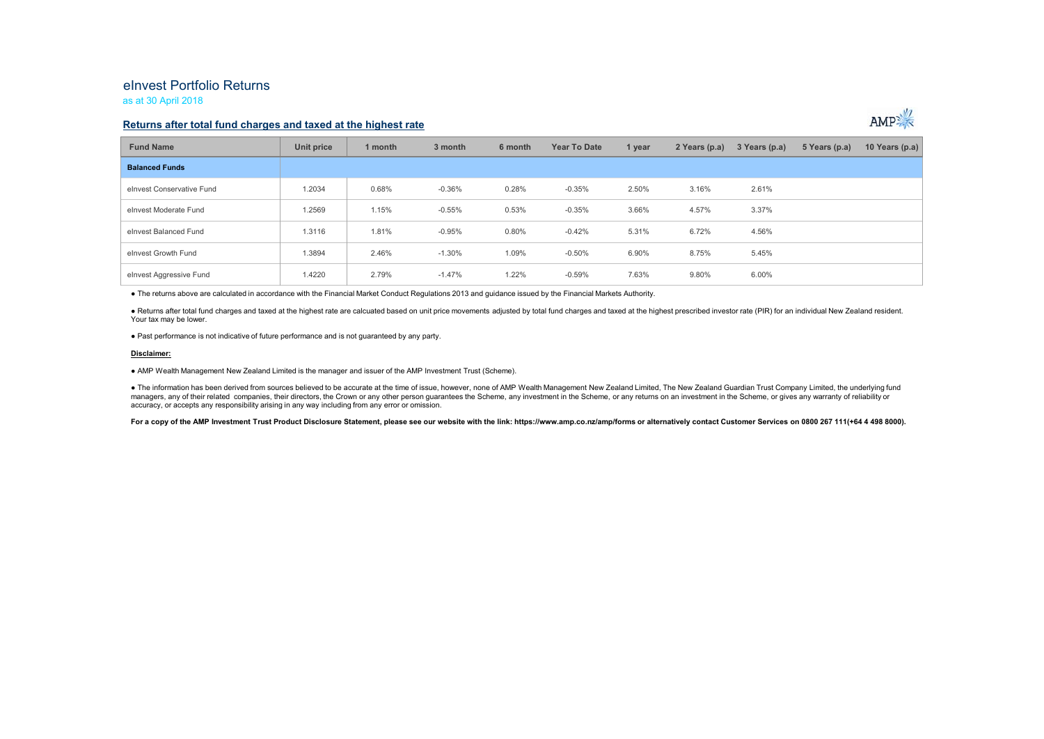# eInvest Portfolio Returns

as at 30 April 2018

## Returns after total fund charges and taxed at the highest rate

| Fund Name | Unit price | 1 month | 3 month | 6 month | Year To Date | 1 year | 2 Years (p.a) | 3 Years (p.a) | 5 Years (p.a) | 10 Years (p.a) |
|---|---|---|---|---|---|---|---|---|---|---|
| **Balanced Funds** | | | | | | | | | | |
| eInvest Conservative Fund | 1.2034 | 0.68% | -0.36% | 0.28% | -0.35% | 2.50% | 3.16% | 2.61% | | |
| eInvest Moderate Fund | 1.2569 | 1.15% | -0.55% | 0.53% | -0.35% | 3.66% | 4.57% | 3.37% | | |
| eInvest Balanced Fund | 1.3116 | 1.81% | -0.95% | 0.80% | -0.42% | 5.31% | 6.72% | 4.56% | | |
| eInvest Growth Fund | 1.3894 | 2.46% | -1.30% | 1.09% | -0.50% | 6.90% | 8.75% | 5.45% | | |
| eInvest Aggressive Fund | 1.4220 | 2.79% | -1.47% | 1.22% | -0.59% | 7.63% | 9.80% | 6.00% | | |

- The returns above are calculated in accordance with the Financial Market Conduct Regulations 2013 and guidance issued by the Financial Markets Authority.
- Returns after total fund charges and taxed at the highest rate are calcuated based on unit price movements adjusted by total fund charges and taxed at the highest prescribed investor rate (PIR) for an individual New Zealand resident. Your tax may be lower.
- Past performance is not indicative of future performance and is not guaranteed by any party.

**Disclaimer:**

- AMP Wealth Management New Zealand Limited is the manager and issuer of the AMP Investment Trust (Scheme).
- The information has been derived from sources believed to be accurate at the time of issue, however, none of AMP Wealth Management New Zealand Limited, The New Zealand Guardian Trust Company Limited, the underlying fund managers, any of their related companies, their directors, the Crown or any other person guarantees the Scheme, any investment in the Scheme, or any returns on an investment in the Scheme, or gives any warranty of reliability or accuracy, or accepts any responsibility arising in any way including from any error or omission.

**For a copy of the AMP Investment Trust Product Disclosure Statement, please see our website with the link: https://www.amp.co.nz/amp/forms or alternatively contact Customer Services on 0800 267 111(+64 4 498 8000).**